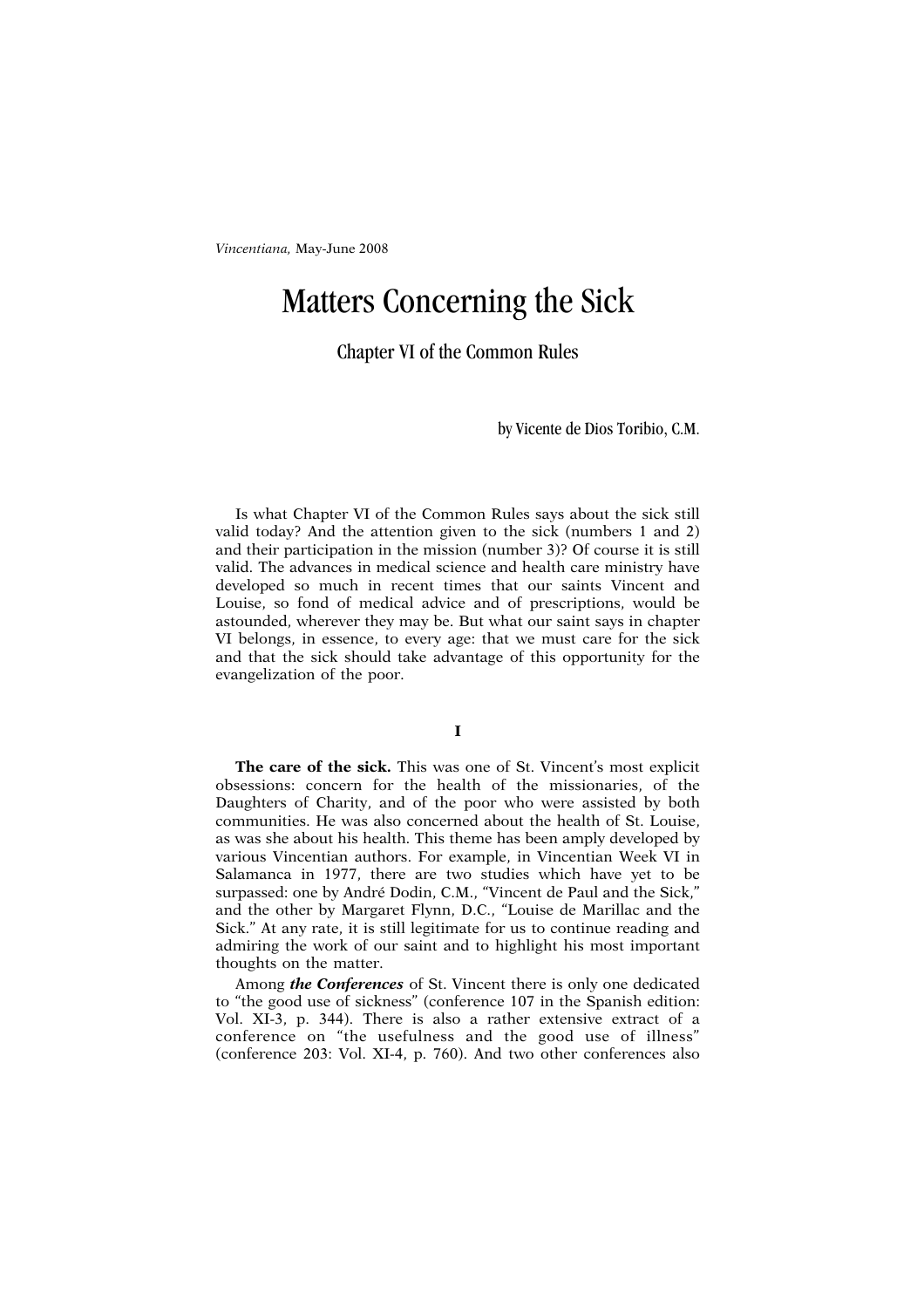*Vincentiana,* May-June 2008

# Matters Concerning the Sick

## Chapter VI of the Common Rules

by Vicente de Dios Toribio, C.M.

Is what Chapter VI of the Common Rules says about the sick still valid today? And the attention given to the sick (numbers 1 and 2) and their participation in the mission (number 3)? Of course it is still valid. The advances in medical science and health care ministry have developed so much in recent times that our saints Vincent and Louise, so fond of medical advice and of prescriptions, would be astounded, wherever they may be. But what our saint says in chapter VI belongs, in essence, to every age: that we must care for the sick and that the sick should take advantage of this opportunity for the evangelization of the poor.

### I

**The care of the sick.** This was one of St. Vincent's most explicit obsessions: concern for the health of the missionaries, of the Daughters of Charity, and of the poor who were assisted by both communities. He was also concerned about the health of St. Louise, as was she about his health. This theme has been amply developed by various Vincentian authors. For example, in Vincentian Week VI in Salamanca in 1977, there are two studies which have yet to be surpassed: one by André Dodin, C.M., "Vincent de Paul and the Sick," and the other by Margaret Flynn, D.C., "Louise de Marillac and the Sick." At any rate, it is still legitimate for us to continue reading and admiring the work of our saint and to highlight his most important thoughts on the matter.

Among ***the Conferences*** of St. Vincent there is only one dedicated to "the good use of sickness" (conference 107 in the Spanish edition: Vol. XI-3, p. 344). There is also a rather extensive extract of a conference on "the usefulness and the good use of illness" (conference 203: Vol. XI-4, p. 760). And two other conferences also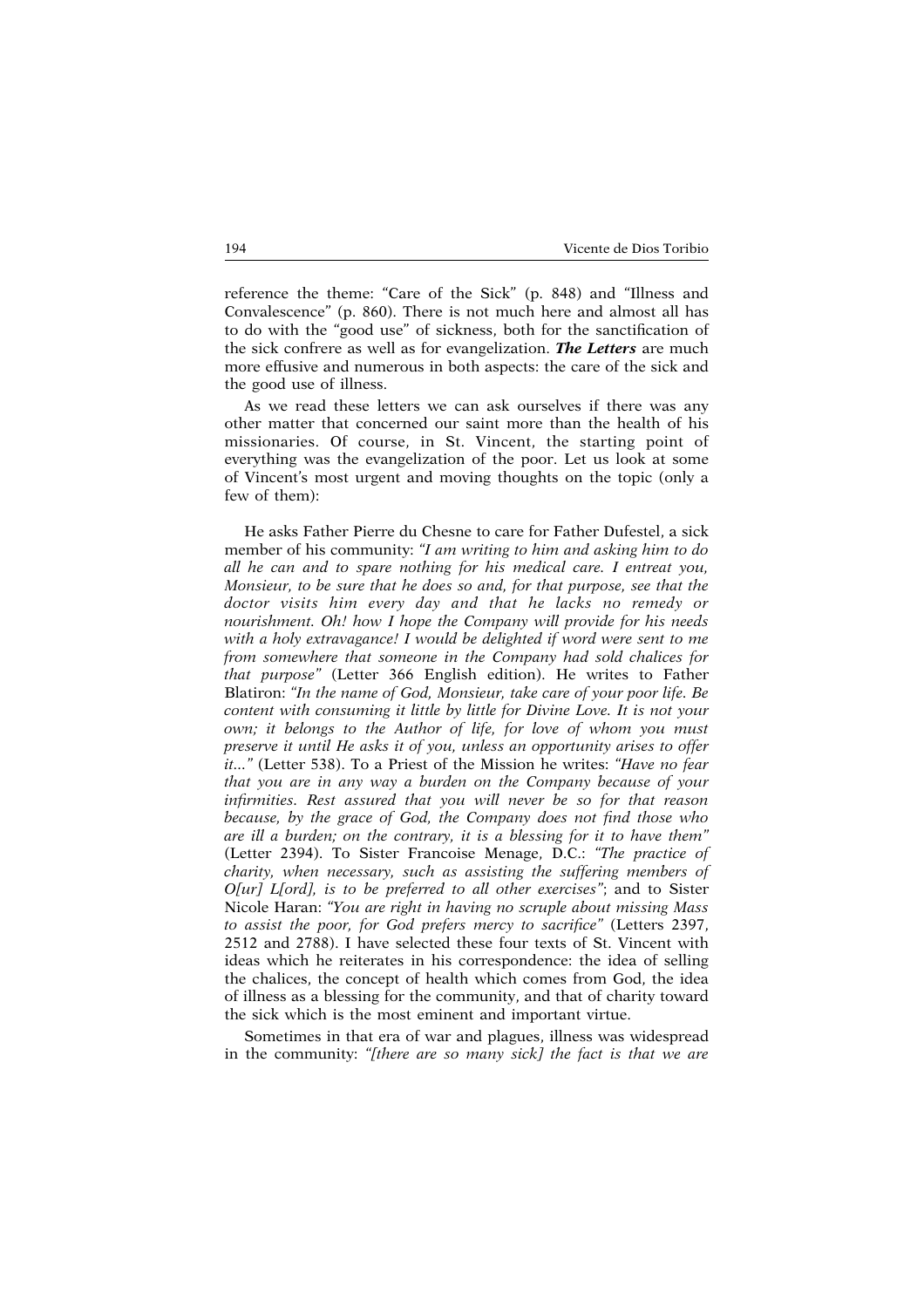reference the theme: "Care of the Sick" (p. 848) and "Illness and Convalescence" (p. 860). There is not much here and almost all has to do with the "good use" of sickness, both for the sanctification of the sick confrere as well as for evangelization. ***The Letters*** are much more effusive and numerous in both aspects: the care of the sick and the good use of illness.

As we read these letters we can ask ourselves if there was any other matter that concerned our saint more than the health of his missionaries. Of course, in St. Vincent, the starting point of everything was the evangelization of the poor. Let us look at some of Vincent's most urgent and moving thoughts on the topic (only a few of them):

He asks Father Pierre du Chesne to care for Father Dufestel, a sick member of his community: *"I am writing to him and asking him to do all he can and to spare nothing for his medical care. I entreat you, Monsieur, to be sure that he does so and, for that purpose, see that the doctor visits him every day and that he lacks no remedy or nourishment. Oh! how I hope the Company will provide for his needs with a holy extravagance! I would be delighted if word were sent to me from somewhere that someone in the Company had sold chalices for that purpose"* (Letter 366 English edition). He writes to Father Blatiron: *"In the name of God, Monsieur, take care of your poor life. Be content with consuming it little by little for Divine Love. It is not your own; it belongs to the Author of life, for love of whom you must preserve it until He asks it of you, unless an opportunity arises to offer it..."* (Letter 538). To a Priest of the Mission he writes: *"Have no fear that you are in any way a burden on the Company because of your infirmities. Rest assured that you will never be so for that reason because, by the grace of God, the Company does not find those who are ill a burden; on the contrary, it is a blessing for it to have them"* (Letter 2394). To Sister Francoise Menage, D.C.: *"The practice of charity, when necessary, such as assisting the suffering members of O[ur] L[ord], is to be preferred to all other exercises"*; and to Sister Nicole Haran: *"You are right in having no scruple about missing Mass to assist the poor, for God prefers mercy to sacrifice"* (Letters 2397, 2512 and 2788). I have selected these four texts of St. Vincent with ideas which he reiterates in his correspondence: the idea of selling the chalices, the concept of health which comes from God, the idea of illness as a blessing for the community, and that of charity toward the sick which is the most eminent and important virtue.

Sometimes in that era of war and plagues, illness was widespread in the community: *"[there are so many sick] the fact is that we are*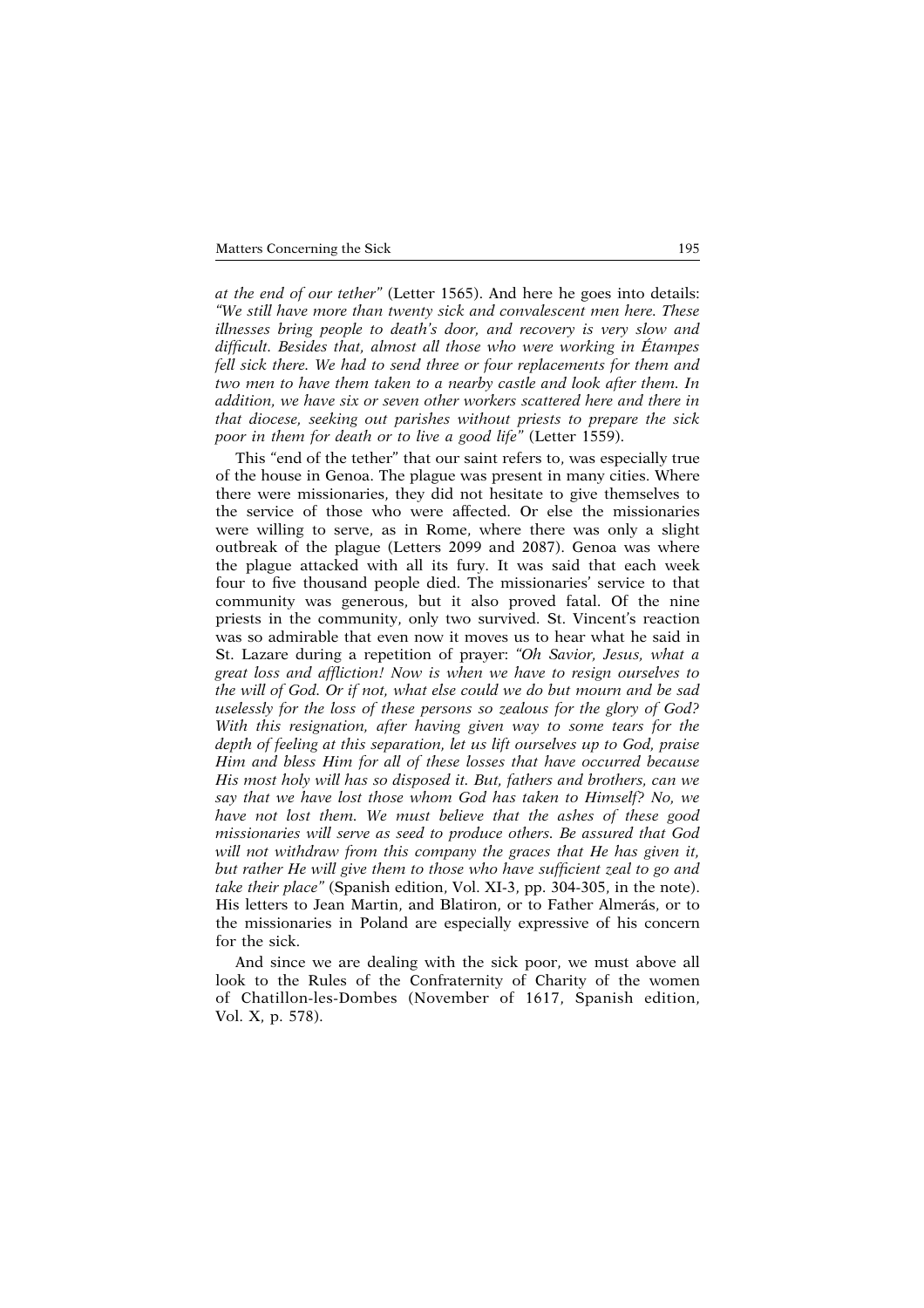*at the end of our tether"* (Letter 1565). And here he goes into details: *"We still have more than twenty sick and convalescent men here. These illnesses bring people to death's door, and recovery is very slow and difficult. Besides that, almost all those who were working in Étampes fell sick there. We had to send three or four replacements for them and two men to have them taken to a nearby castle and look after them. In addition, we have six or seven other workers scattered here and there in that diocese, seeking out parishes without priests to prepare the sick poor in them for death or to live a good life"* (Letter 1559).

This "end of the tether" that our saint refers to, was especially true of the house in Genoa. The plague was present in many cities. Where there were missionaries, they did not hesitate to give themselves to the service of those who were affected. Or else the missionaries were willing to serve, as in Rome, where there was only a slight outbreak of the plague (Letters 2099 and 2087). Genoa was where the plague attacked with all its fury. It was said that each week four to five thousand people died. The missionaries' service to that community was generous, but it also proved fatal. Of the nine priests in the community, only two survived. St. Vincent's reaction was so admirable that even now it moves us to hear what he said in St. Lazare during a repetition of prayer: *"Oh Savior, Jesus, what a great loss and affliction! Now is when we have to resign ourselves to the will of God. Or if not, what else could we do but mourn and be sad uselessly for the loss of these persons so zealous for the glory of God? With this resignation, after having given way to some tears for the depth of feeling at this separation, let us lift ourselves up to God, praise Him and bless Him for all of these losses that have occurred because His most holy will has so disposed it. But, fathers and brothers, can we say that we have lost those whom God has taken to Himself? No, we have not lost them. We must believe that the ashes of these good missionaries will serve as seed to produce others. Be assured that God will not withdraw from this company the graces that He has given it, but rather He will give them to those who have sufficient zeal to go and take their place"* (Spanish edition, Vol. XI-3, pp. 304-305, in the note). His letters to Jean Martin, and Blatiron, or to Father Almerás, or to the missionaries in Poland are especially expressive of his concern for the sick.

And since we are dealing with the sick poor, we must above all look to the Rules of the Confraternity of Charity of the women of Chatillon-les-Dombes (November of 1617, Spanish edition, Vol. X, p. 578).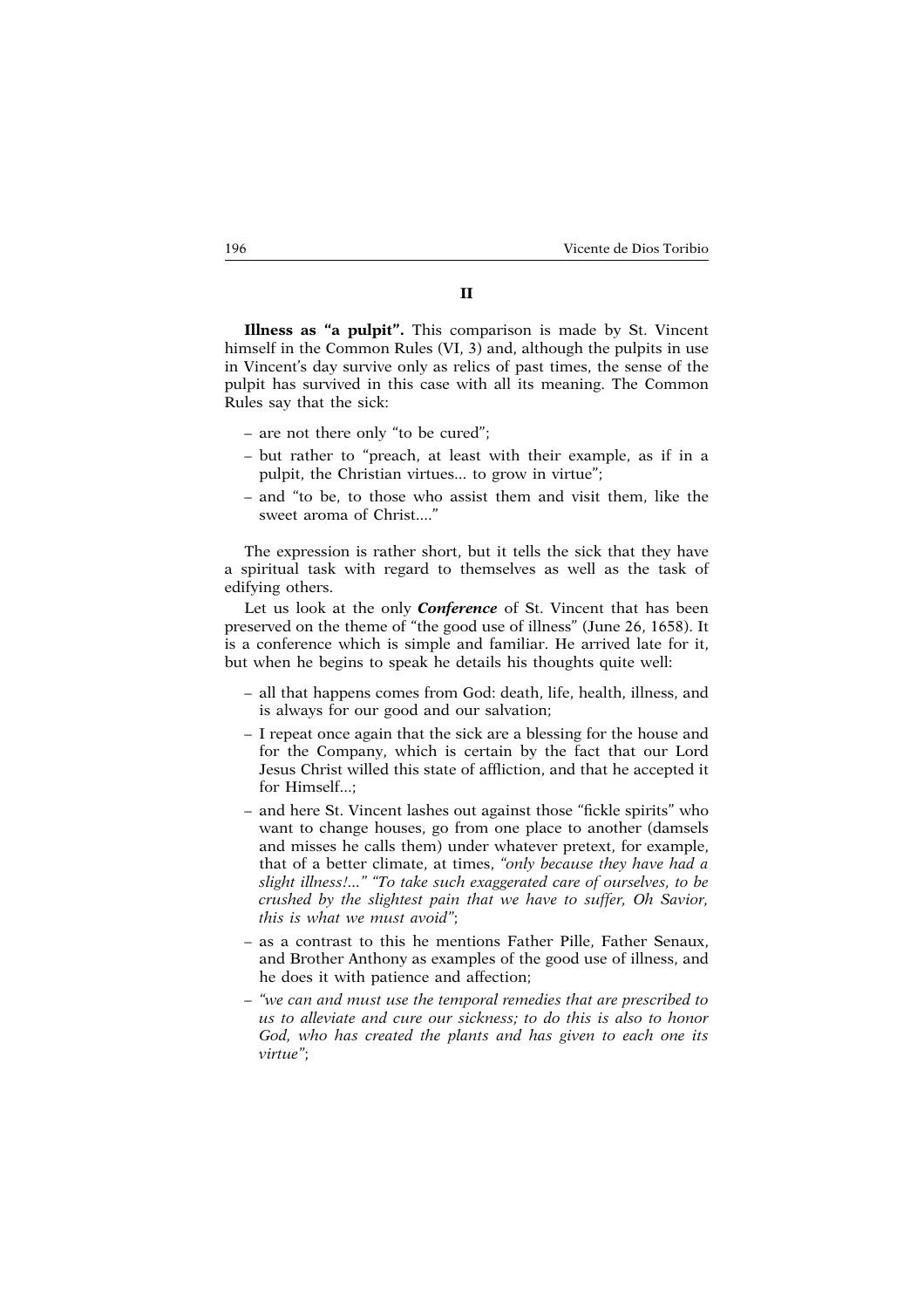## II

**Illness as "a pulpit".** This comparison is made by St. Vincent himself in the Common Rules (VI, 3) and, although the pulpits in use in Vincent's day survive only as relics of past times, the sense of the pulpit has survived in this case with all its meaning. The Common Rules say that the sick:

– are not there only "to be cured";
– but rather to "preach, at least with their example, as if in a pulpit, the Christian virtues... to grow in virtue";
– and "to be, to those who assist them and visit them, like the sweet aroma of Christ...."

The expression is rather short, but it tells the sick that they have a spiritual task with regard to themselves as well as the task of edifying others.

Let us look at the only ***Conference*** of St. Vincent that has been preserved on the theme of "the good use of illness" (June 26, 1658). It is a conference which is simple and familiar. He arrived late for it, but when he begins to speak he details his thoughts quite well:

– all that happens comes from God: death, life, health, illness, and is always for our good and our salvation;
– I repeat once again that the sick are a blessing for the house and for the Company, which is certain by the fact that our Lord Jesus Christ willed this state of affliction, and that he accepted it for Himself...;
– and here St. Vincent lashes out against those "fickle spirits" who want to change houses, go from one place to another (damsels and misses he calls them) under whatever pretext, for example, that of a better climate, at times, *"only because they have had a slight illness!..." "To take such exaggerated care of ourselves, to be crushed by the slightest pain that we have to suffer, Oh Savior, this is what we must avoid"*;
– as a contrast to this he mentions Father Pille, Father Senaux, and Brother Anthony as examples of the good use of illness, and he does it with patience and affection;
– *"we can and must use the temporal remedies that are prescribed to us to alleviate and cure our sickness; to do this is also to honor God, who has created the plants and has given to each one its virtue"*;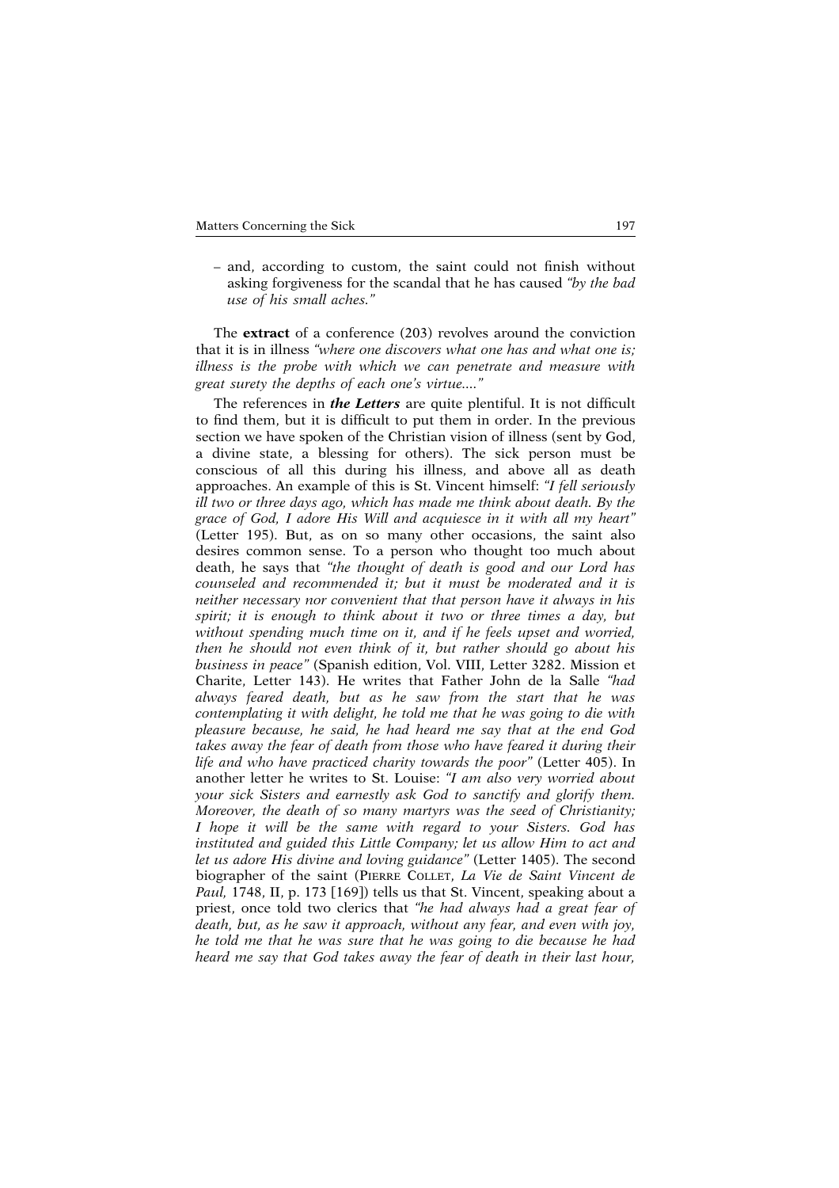– and, according to custom, the saint could not finish without asking forgiveness for the scandal that he has caused *"by the bad use of his small aches."*

The **extract** of a conference (203) revolves around the conviction that it is in illness *"where one discovers what one has and what one is; illness is the probe with which we can penetrate and measure with great surety the depths of each one's virtue...."*

The references in ***the Letters*** are quite plentiful. It is not difficult to find them, but it is difficult to put them in order. In the previous section we have spoken of the Christian vision of illness (sent by God, a divine state, a blessing for others). The sick person must be conscious of all this during his illness, and above all as death approaches. An example of this is St. Vincent himself: *"I fell seriously ill two or three days ago, which has made me think about death. By the grace of God, I adore His Will and acquiesce in it with all my heart"* (Letter 195). But, as on so many other occasions, the saint also desires common sense. To a person who thought too much about death, he says that *"the thought of death is good and our Lord has counseled and recommended it; but it must be moderated and it is neither necessary nor convenient that that person have it always in his spirit; it is enough to think about it two or three times a day, but without spending much time on it, and if he feels upset and worried, then he should not even think of it, but rather should go about his business in peace"* (Spanish edition, Vol. VIII, Letter 3282. Mission et Charite, Letter 143). He writes that Father John de la Salle *"had always feared death, but as he saw from the start that he was contemplating it with delight, he told me that he was going to die with pleasure because, he said, he had heard me say that at the end God takes away the fear of death from those who have feared it during their life and who have practiced charity towards the poor"* (Letter 405). In another letter he writes to St. Louise: *"I am also very worried about your sick Sisters and earnestly ask God to sanctify and glorify them. Moreover, the death of so many martyrs was the seed of Christianity; I hope it will be the same with regard to your Sisters. God has instituted and guided this Little Company; let us allow Him to act and let us adore His divine and loving guidance"* (Letter 1405). The second biographer of the saint (Pierre Collet, *La Vie de Saint Vincent de Paul,* 1748, II, p. 173 [169]) tells us that St. Vincent, speaking about a priest, once told two clerics that *"he had always had a great fear of death, but, as he saw it approach, without any fear, and even with joy, he told me that he was sure that he was going to die because he had heard me say that God takes away the fear of death in their last hour,*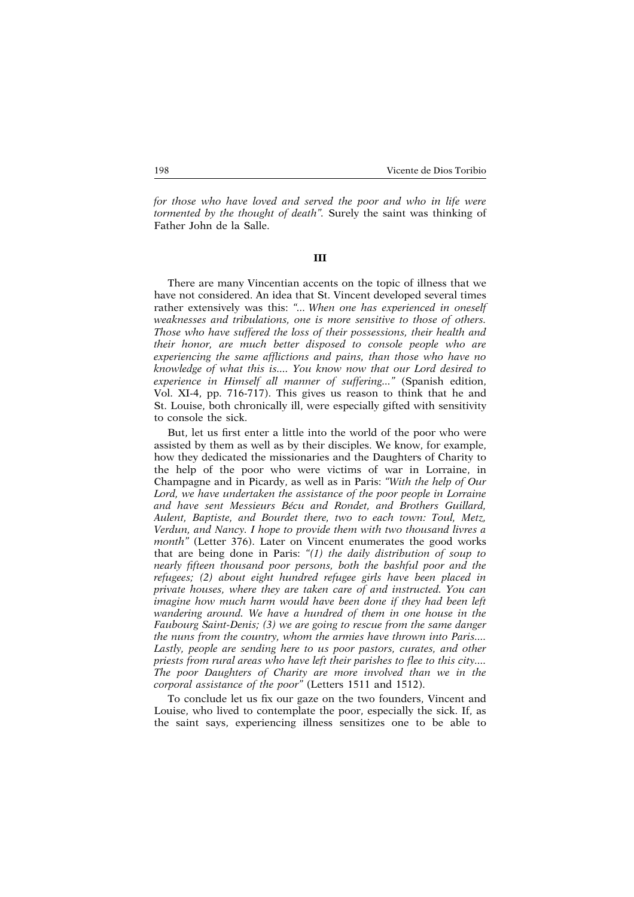*for those who have loved and served the poor and who in life were tormented by the thought of death".* Surely the saint was thinking of Father John de la Salle.

## III

There are many Vincentian accents on the topic of illness that we have not considered. An idea that St. Vincent developed several times rather extensively was this: *"... When one has experienced in oneself weaknesses and tribulations, one is more sensitive to those of others. Those who have suffered the loss of their possessions, their health and their honor, are much better disposed to console people who are experiencing the same afflictions and pains, than those who have no knowledge of what this is.... You know now that our Lord desired to experience in Himself all manner of suffering..."* (Spanish edition, Vol. XI-4, pp. 716-717). This gives us reason to think that he and St. Louise, both chronically ill, were especially gifted with sensitivity to console the sick.

But, let us first enter a little into the world of the poor who were assisted by them as well as by their disciples. We know, for example, how they dedicated the missionaries and the Daughters of Charity to the help of the poor who were victims of war in Lorraine, in Champagne and in Picardy, as well as in Paris: *"With the help of Our Lord, we have undertaken the assistance of the poor people in Lorraine and have sent Messieurs Bécu and Rondet, and Brothers Guillard, Aulent, Baptiste, and Bourdet there, two to each town: Toul, Metz, Verdun, and Nancy. I hope to provide them with two thousand livres a month"* (Letter 376). Later on Vincent enumerates the good works that are being done in Paris: *"(1) the daily distribution of soup to nearly fifteen thousand poor persons, both the bashful poor and the refugees; (2) about eight hundred refugee girls have been placed in private houses, where they are taken care of and instructed. You can imagine how much harm would have been done if they had been left wandering around. We have a hundred of them in one house in the Faubourg Saint-Denis; (3) we are going to rescue from the same danger the nuns from the country, whom the armies have thrown into Paris.... Lastly, people are sending here to us poor pastors, curates, and other priests from rural areas who have left their parishes to flee to this city.... The poor Daughters of Charity are more involved than we in the corporal assistance of the poor"* (Letters 1511 and 1512).

To conclude let us fix our gaze on the two founders, Vincent and Louise, who lived to contemplate the poor, especially the sick. If, as the saint says, experiencing illness sensitizes one to be able to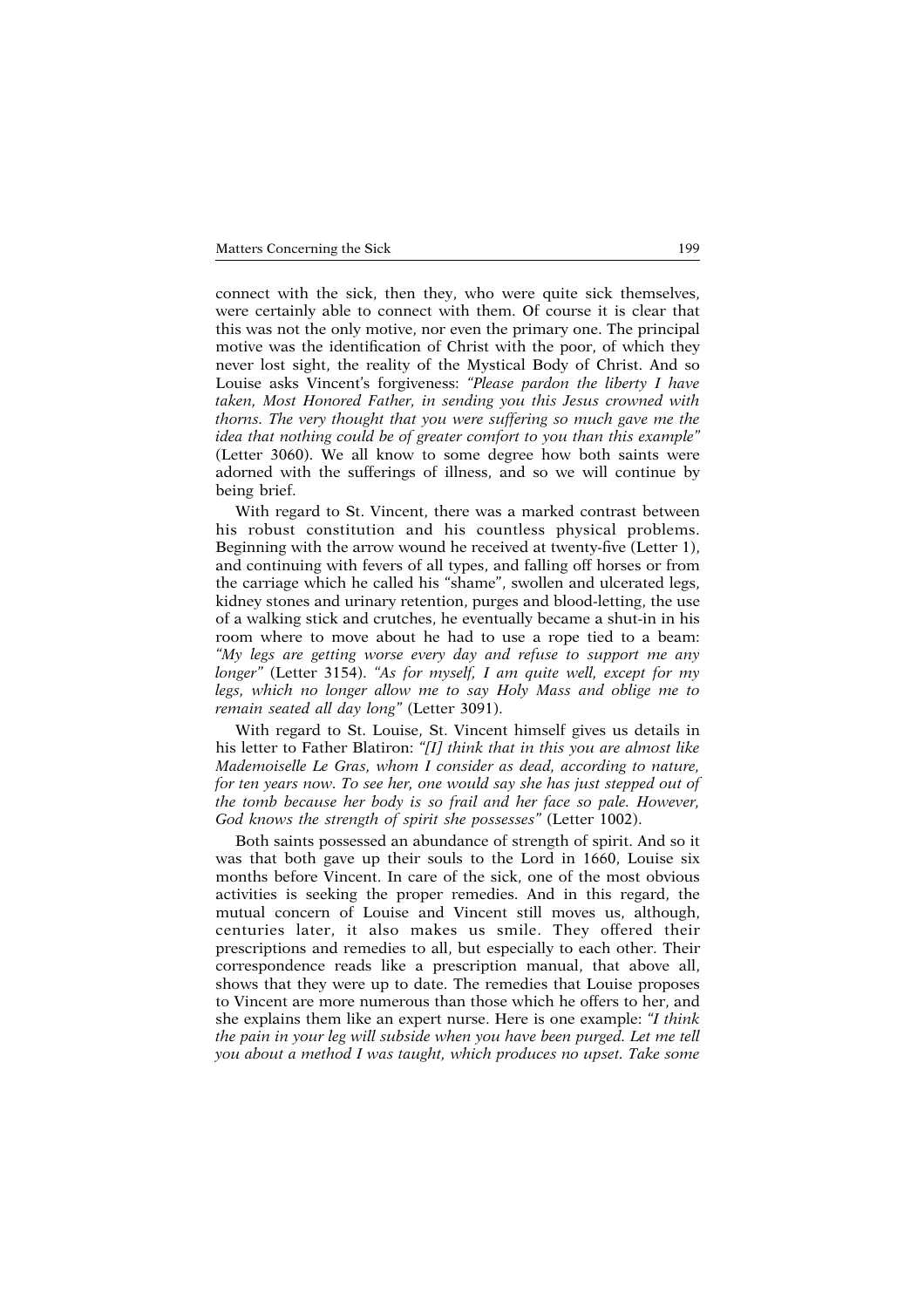connect with the sick, then they, who were quite sick themselves, were certainly able to connect with them. Of course it is clear that this was not the only motive, nor even the primary one. The principal motive was the identification of Christ with the poor, of which they never lost sight, the reality of the Mystical Body of Christ. And so Louise asks Vincent's forgiveness: *"Please pardon the liberty I have taken, Most Honored Father, in sending you this Jesus crowned with thorns. The very thought that you were suffering so much gave me the idea that nothing could be of greater comfort to you than this example"* (Letter 3060). We all know to some degree how both saints were adorned with the sufferings of illness, and so we will continue by being brief.

With regard to St. Vincent, there was a marked contrast between his robust constitution and his countless physical problems. Beginning with the arrow wound he received at twenty-five (Letter 1), and continuing with fevers of all types, and falling off horses or from the carriage which he called his "shame", swollen and ulcerated legs, kidney stones and urinary retention, purges and blood-letting, the use of a walking stick and crutches, he eventually became a shut-in in his room where to move about he had to use a rope tied to a beam: *"My legs are getting worse every day and refuse to support me any longer"* (Letter 3154). *"As for myself, I am quite well, except for my legs, which no longer allow me to say Holy Mass and oblige me to remain seated all day long"* (Letter 3091).

With regard to St. Louise, St. Vincent himself gives us details in his letter to Father Blatiron: *"[I] think that in this you are almost like Mademoiselle Le Gras, whom I consider as dead, according to nature, for ten years now. To see her, one would say she has just stepped out of the tomb because her body is so frail and her face so pale. However, God knows the strength of spirit she possesses"* (Letter 1002).

Both saints possessed an abundance of strength of spirit. And so it was that both gave up their souls to the Lord in 1660, Louise six months before Vincent. In care of the sick, one of the most obvious activities is seeking the proper remedies. And in this regard, the mutual concern of Louise and Vincent still moves us, although, centuries later, it also makes us smile. They offered their prescriptions and remedies to all, but especially to each other. Their correspondence reads like a prescription manual, that above all, shows that they were up to date. The remedies that Louise proposes to Vincent are more numerous than those which he offers to her, and she explains them like an expert nurse. Here is one example: *"I think the pain in your leg will subside when you have been purged. Let me tell you about a method I was taught, which produces no upset. Take some*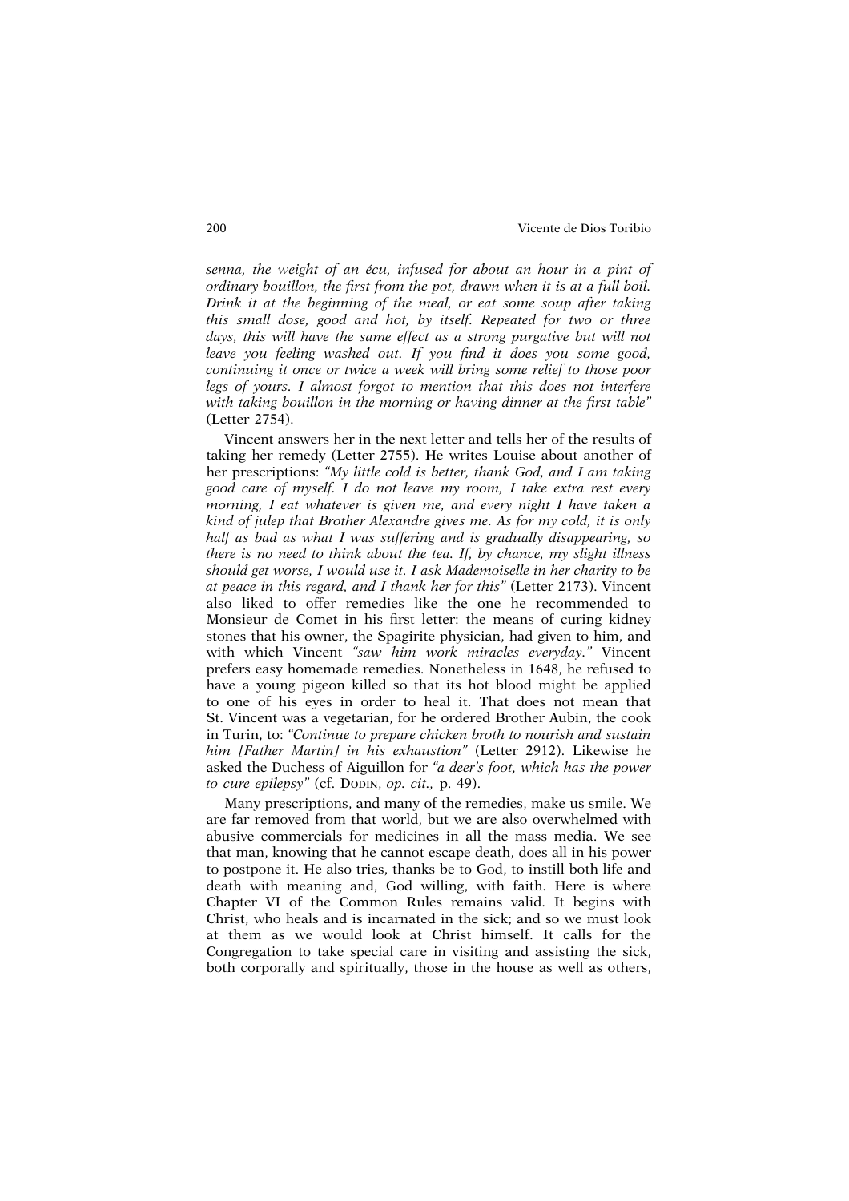*senna, the weight of an écu, infused for about an hour in a pint of ordinary bouillon, the first from the pot, drawn when it is at a full boil. Drink it at the beginning of the meal, or eat some soup after taking this small dose, good and hot, by itself. Repeated for two or three days, this will have the same effect as a strong purgative but will not leave you feeling washed out. If you find it does you some good, continuing it once or twice a week will bring some relief to those poor legs of yours. I almost forgot to mention that this does not interfere with taking bouillon in the morning or having dinner at the first table"* (Letter 2754).

Vincent answers her in the next letter and tells her of the results of taking her remedy (Letter 2755). He writes Louise about another of her prescriptions: *"My little cold is better, thank God, and I am taking good care of myself. I do not leave my room, I take extra rest every morning, I eat whatever is given me, and every night I have taken a kind of julep that Brother Alexandre gives me. As for my cold, it is only half as bad as what I was suffering and is gradually disappearing, so there is no need to think about the tea. If, by chance, my slight illness should get worse, I would use it. I ask Mademoiselle in her charity to be at peace in this regard, and I thank her for this"* (Letter 2173). Vincent also liked to offer remedies like the one he recommended to Monsieur de Comet in his first letter: the means of curing kidney stones that his owner, the Spagirite physician, had given to him, and with which Vincent *"saw him work miracles everyday."* Vincent prefers easy homemade remedies. Nonetheless in 1648, he refused to have a young pigeon killed so that its hot blood might be applied to one of his eyes in order to heal it. That does not mean that St. Vincent was a vegetarian, for he ordered Brother Aubin, the cook in Turin, to: *"Continue to prepare chicken broth to nourish and sustain him [Father Martin] in his exhaustion"* (Letter 2912). Likewise he asked the Duchess of Aiguillon for *"a deer's foot, which has the power to cure epilepsy"* (cf. DODIN, *op. cit.*, p. 49).

Many prescriptions, and many of the remedies, make us smile. We are far removed from that world, but we are also overwhelmed with abusive commercials for medicines in all the mass media. We see that man, knowing that he cannot escape death, does all in his power to postpone it. He also tries, thanks be to God, to instill both life and death with meaning and, God willing, with faith. Here is where Chapter VI of the Common Rules remains valid. It begins with Christ, who heals and is incarnated in the sick; and so we must look at them as we would look at Christ himself. It calls for the Congregation to take special care in visiting and assisting the sick, both corporally and spiritually, those in the house as well as others,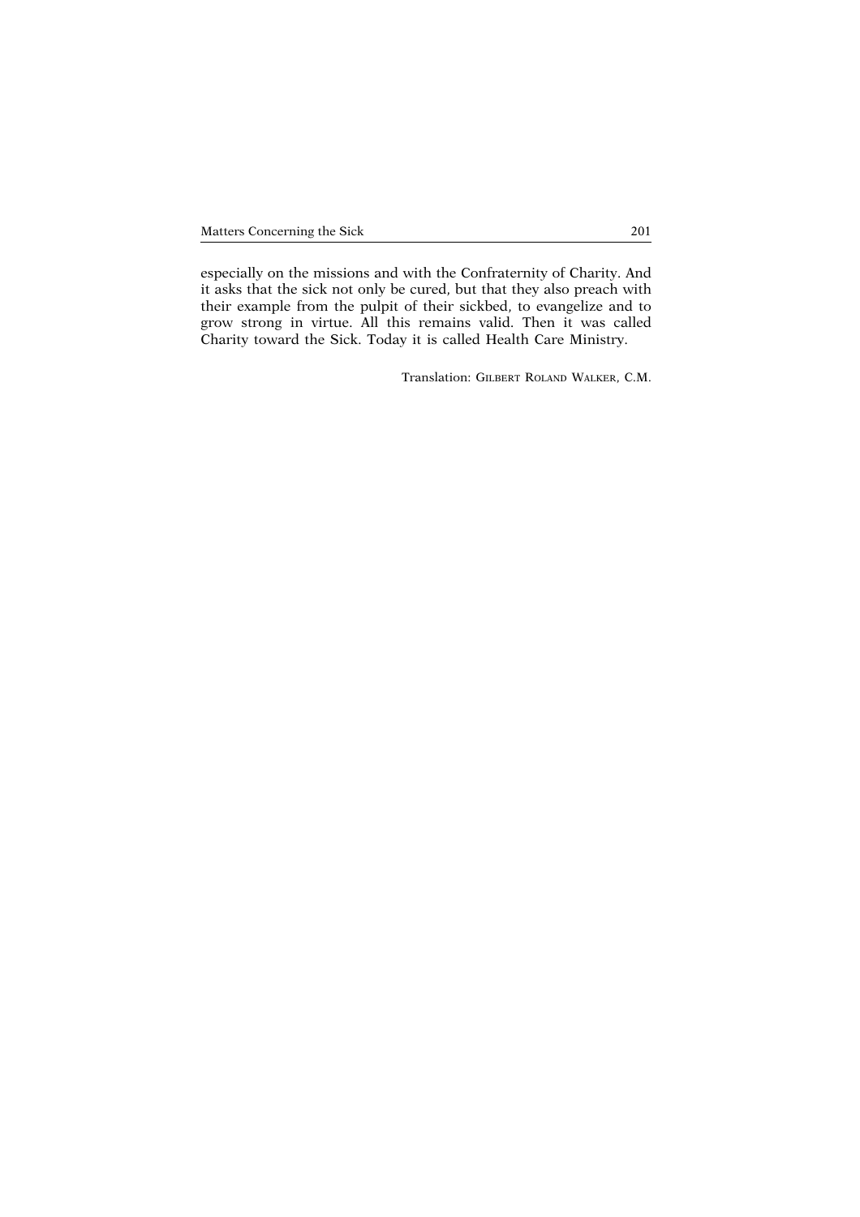especially on the missions and with the Confraternity of Charity. And it asks that the sick not only be cured, but that they also preach with their example from the pulpit of their sickbed, to evangelize and to grow strong in virtue. All this remains valid. Then it was called Charity toward the Sick. Today it is called Health Care Ministry.

Translation: GILBERT ROLAND WALKER, C.M.